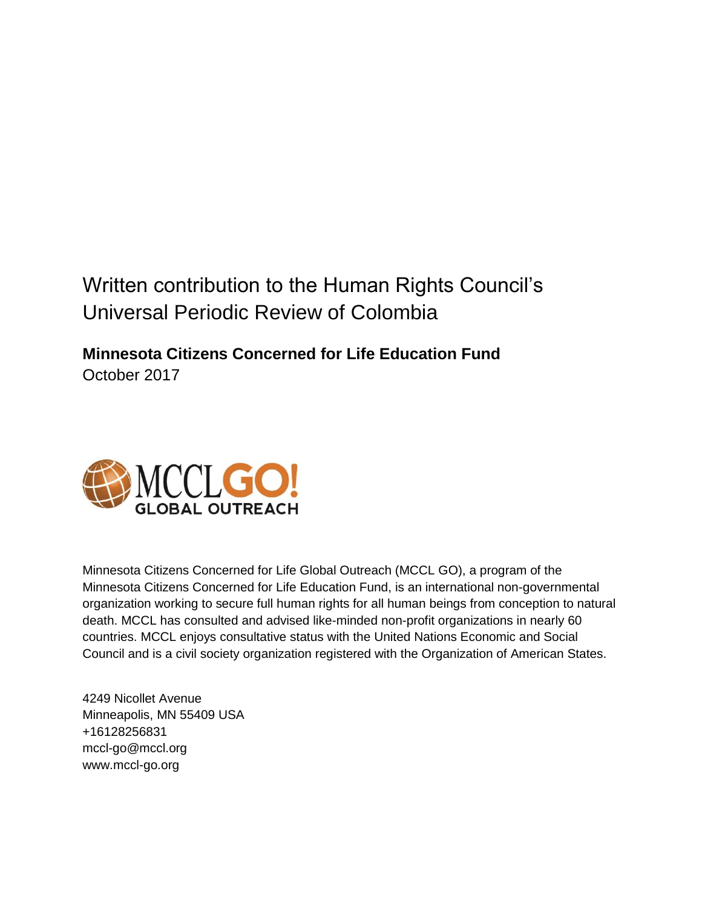# Written contribution to the Human Rights Council's Universal Periodic Review of Colombia

**Minnesota Citizens Concerned for Life Education Fund**
October 2017

MCCL GO! GLOBAL OUTREACH

Minnesota Citizens Concerned for Life Global Outreach (MCCL GO), a program of the Minnesota Citizens Concerned for Life Education Fund, is an international non-governmental organization working to secure full human rights for all human beings from conception to natural death. MCCL has consulted and advised like-minded non-profit organizations in nearly 60 countries. MCCL enjoys consultative status with the United Nations Economic and Social Council and is a civil society organization registered with the Organization of American States.

4249 Nicollet Avenue
Minneapolis, MN 55409 USA
+16128256831
mccl-go@mccl.org
www.mccl-go.org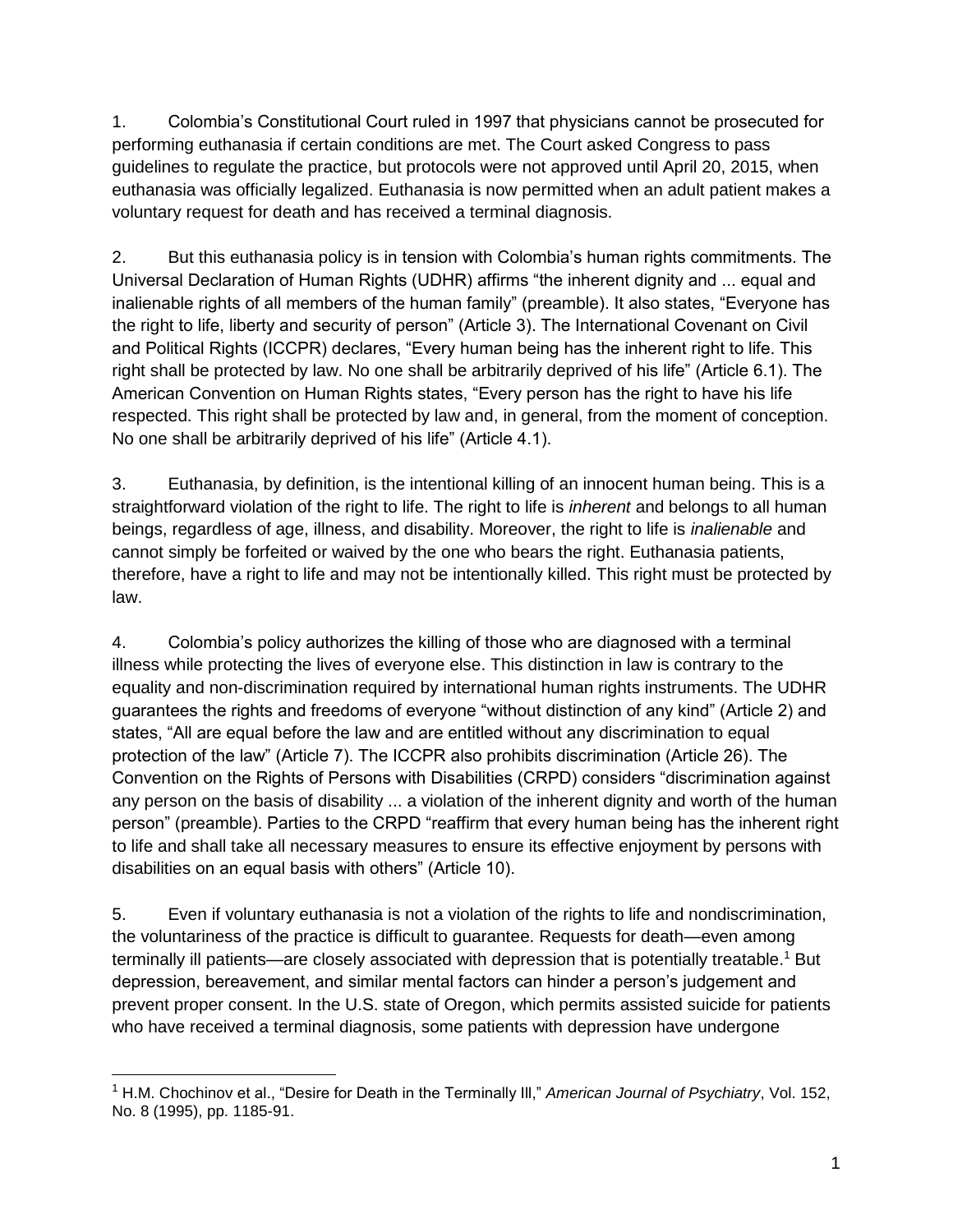1. Colombia's Constitutional Court ruled in 1997 that physicians cannot be prosecuted for performing euthanasia if certain conditions are met. The Court asked Congress to pass guidelines to regulate the practice, but protocols were not approved until April 20, 2015, when euthanasia was officially legalized. Euthanasia is now permitted when an adult patient makes a voluntary request for death and has received a terminal diagnosis.

2. But this euthanasia policy is in tension with Colombia's human rights commitments. The Universal Declaration of Human Rights (UDHR) affirms "the inherent dignity and ... equal and inalienable rights of all members of the human family" (preamble). It also states, "Everyone has the right to life, liberty and security of person" (Article 3). The International Covenant on Civil and Political Rights (ICCPR) declares, "Every human being has the inherent right to life. This right shall be protected by law. No one shall be arbitrarily deprived of his life" (Article 6.1). The American Convention on Human Rights states, "Every person has the right to have his life respected. This right shall be protected by law and, in general, from the moment of conception. No one shall be arbitrarily deprived of his life" (Article 4.1).

3. Euthanasia, by definition, is the intentional killing of an innocent human being. This is a straightforward violation of the right to life. The right to life is *inherent* and belongs to all human beings, regardless of age, illness, and disability. Moreover, the right to life is *inalienable* and cannot simply be forfeited or waived by the one who bears the right. Euthanasia patients, therefore, have a right to life and may not be intentionally killed. This right must be protected by law.

4. Colombia's policy authorizes the killing of those who are diagnosed with a terminal illness while protecting the lives of everyone else. This distinction in law is contrary to the equality and non-discrimination required by international human rights instruments. The UDHR guarantees the rights and freedoms of everyone "without distinction of any kind" (Article 2) and states, "All are equal before the law and are entitled without any discrimination to equal protection of the law" (Article 7). The ICCPR also prohibits discrimination (Article 26). The Convention on the Rights of Persons with Disabilities (CRPD) considers "discrimination against any person on the basis of disability ... a violation of the inherent dignity and worth of the human person" (preamble). Parties to the CRPD "reaffirm that every human being has the inherent right to life and shall take all necessary measures to ensure its effective enjoyment by persons with disabilities on an equal basis with others" (Article 10).

5. Even if voluntary euthanasia is not a violation of the rights to life and nondiscrimination, the voluntariness of the practice is difficult to guarantee. Requests for death—even among terminally ill patients—are closely associated with depression that is potentially treatable.[1] But depression, bereavement, and similar mental factors can hinder a person's judgement and prevent proper consent. In the U.S. state of Oregon, which permits assisted suicide for patients who have received a terminal diagnosis, some patients with depression have undergone

---

[1] H.M. Chochinov et al., "Desire for Death in the Terminally Ill," *American Journal of Psychiatry*, Vol. 152, No. 8 (1995), pp. 1185-91.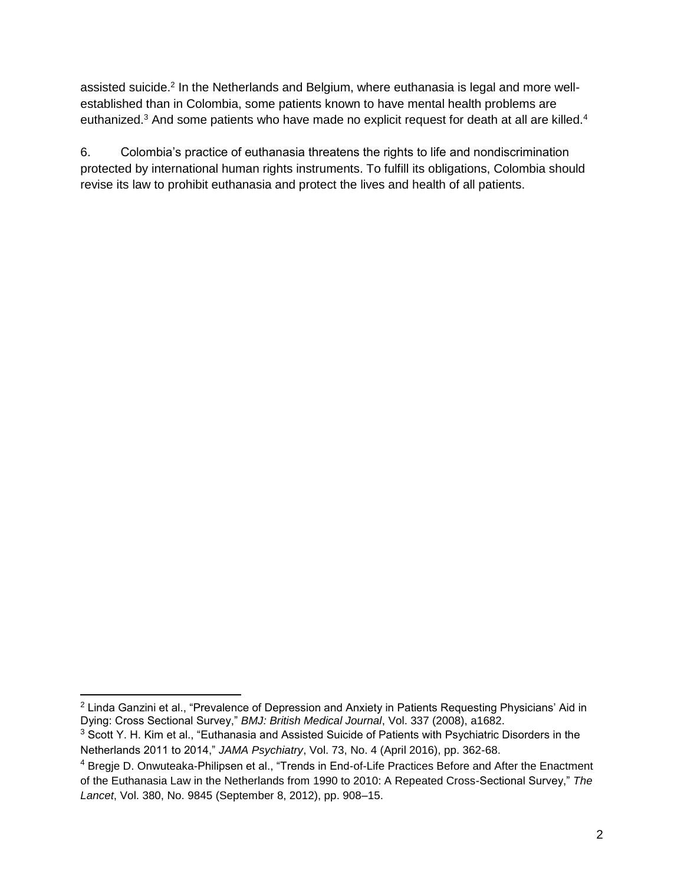assisted suicide.[2] In the Netherlands and Belgium, where euthanasia is legal and more well-established than in Colombia, some patients known to have mental health problems are euthanized.[3] And some patients who have made no explicit request for death at all are killed.[4]

6. Colombia's practice of euthanasia threatens the rights to life and nondiscrimination protected by international human rights instruments. To fulfill its obligations, Colombia should revise its law to prohibit euthanasia and protect the lives and health of all patients.

---

[2] Linda Ganzini et al., "Prevalence of Depression and Anxiety in Patients Requesting Physicians' Aid in Dying: Cross Sectional Survey," *BMJ: British Medical Journal*, Vol. 337 (2008), a1682.

[3] Scott Y. H. Kim et al., "Euthanasia and Assisted Suicide of Patients with Psychiatric Disorders in the Netherlands 2011 to 2014," *JAMA Psychiatry*, Vol. 73, No. 4 (April 2016), pp. 362-68.

[4] Bregje D. Onwuteaka-Philipsen et al., "Trends in End-of-Life Practices Before and After the Enactment of the Euthanasia Law in the Netherlands from 1990 to 2010: A Repeated Cross-Sectional Survey," *The Lancet*, Vol. 380, No. 9845 (September 8, 2012), pp. 908–15.